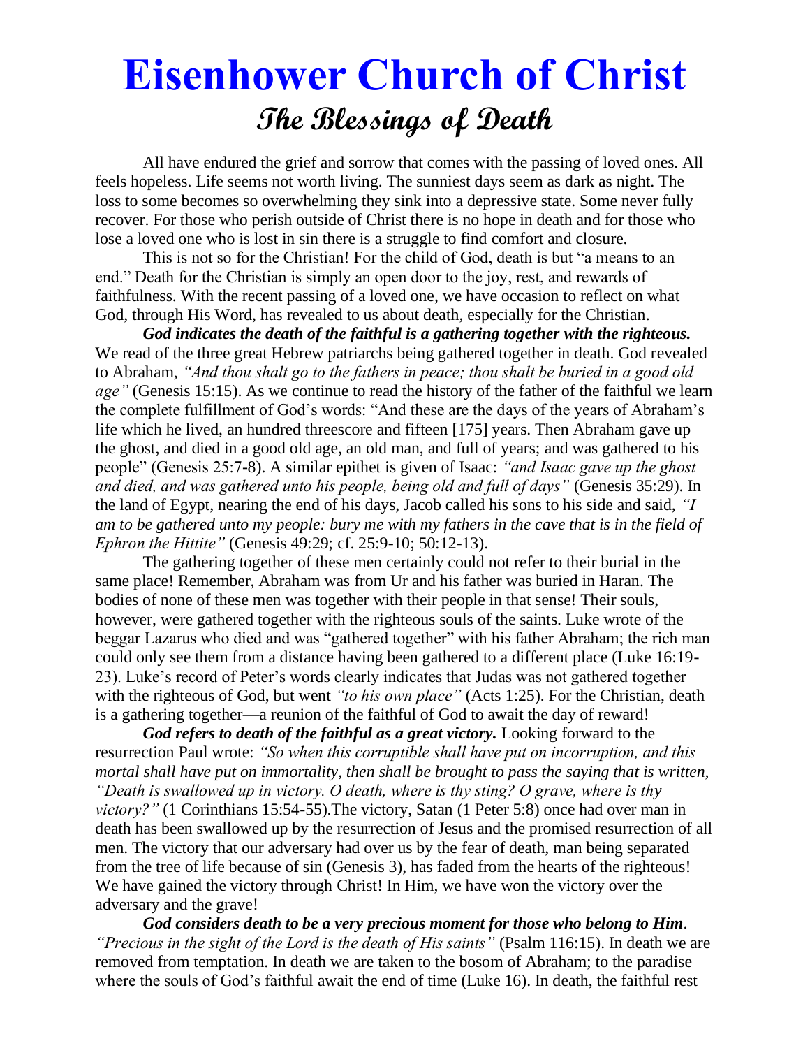# Eisenhower Church of Christ

## The Blessings of Death

All have endured the grief and sorrow that comes with the passing of loved ones. All feels hopeless. Life seems not worth living. The sunniest days seem as dark as night. The loss to some becomes so overwhelming they sink into a depressive state. Some never fully recover. For those who perish outside of Christ there is no hope in death and for those who lose a loved one who is lost in sin there is a struggle to find comfort and closure.

This is not so for the Christian! For the child of God, death is but "a means to an end." Death for the Christian is simply an open door to the joy, rest, and rewards of faithfulness. With the recent passing of a loved one, we have occasion to reflect on what God, through His Word, has revealed to us about death, especially for the Christian.

***God indicates the death of the faithful is a gathering together with the righteous.*** We read of the three great Hebrew patriarchs being gathered together in death. God revealed to Abraham, *"And thou shalt go to the fathers in peace; thou shalt be buried in a good old age"* (Genesis 15:15). As we continue to read the history of the father of the faithful we learn the complete fulfillment of God's words: "And these are the days of the years of Abraham's life which he lived, an hundred threescore and fifteen [175] years. Then Abraham gave up the ghost, and died in a good old age, an old man, and full of years; and was gathered to his people" (Genesis 25:7-8). A similar epithet is given of Isaac: *"and Isaac gave up the ghost and died, and was gathered unto his people, being old and full of days"* (Genesis 35:29). In the land of Egypt, nearing the end of his days, Jacob called his sons to his side and said, *"I am to be gathered unto my people: bury me with my fathers in the cave that is in the field of Ephron the Hittite"* (Genesis 49:29; cf. 25:9-10; 50:12-13).

The gathering together of these men certainly could not refer to their burial in the same place! Remember, Abraham was from Ur and his father was buried in Haran. The bodies of none of these men was together with their people in that sense! Their souls, however, were gathered together with the righteous souls of the saints. Luke wrote of the beggar Lazarus who died and was "gathered together" with his father Abraham; the rich man could only see them from a distance having been gathered to a different place (Luke 16:19-23). Luke's record of Peter's words clearly indicates that Judas was not gathered together with the righteous of God, but went *"to his own place"* (Acts 1:25). For the Christian, death is a gathering together—a reunion of the faithful of God to await the day of reward!

***God refers to death of the faithful as a great victory.*** Looking forward to the resurrection Paul wrote: *"So when this corruptible shall have put on incorruption, and this mortal shall have put on immortality, then shall be brought to pass the saying that is written, "Death is swallowed up in victory. O death, where is thy sting? O grave, where is thy victory?"* (1 Corinthians 15:54-55).The victory, Satan (1 Peter 5:8) once had over man in death has been swallowed up by the resurrection of Jesus and the promised resurrection of all men. The victory that our adversary had over us by the fear of death, man being separated from the tree of life because of sin (Genesis 3), has faded from the hearts of the righteous! We have gained the victory through Christ! In Him, we have won the victory over the adversary and the grave!

***God considers death to be a very precious moment for those who belong to Him***. *"Precious in the sight of the Lord is the death of His saints"* (Psalm 116:15). In death we are removed from temptation. In death we are taken to the bosom of Abraham; to the paradise where the souls of God's faithful await the end of time (Luke 16). In death, the faithful rest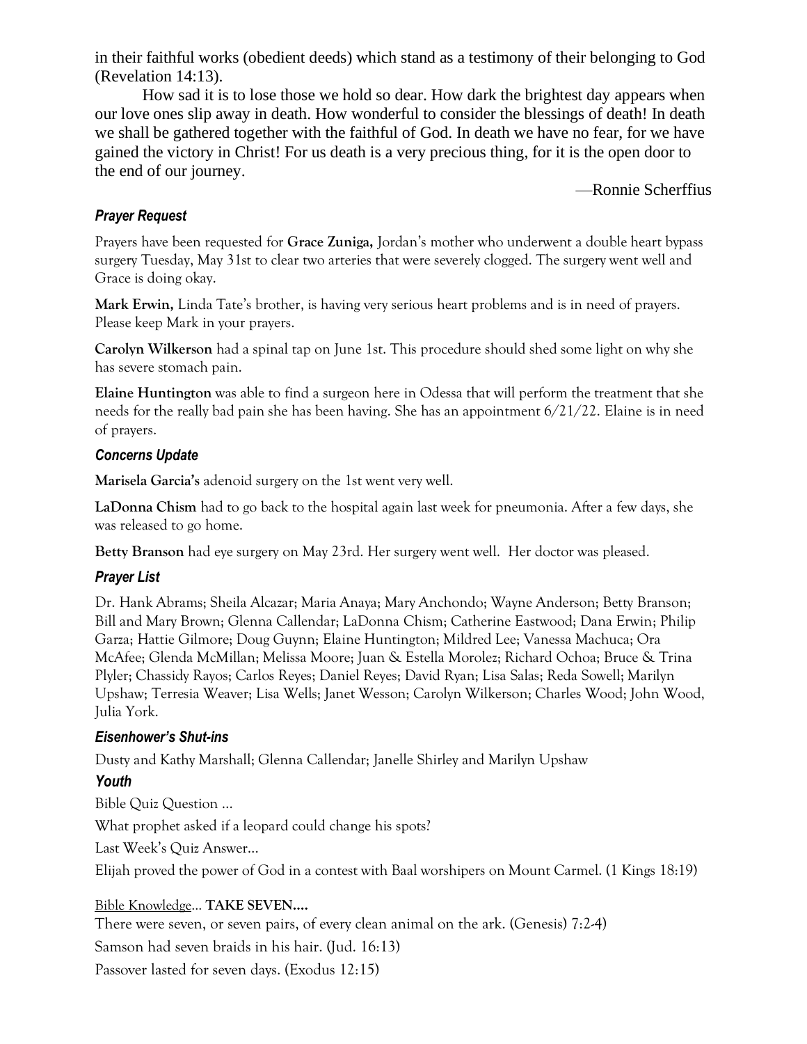in their faithful works (obedient deeds) which stand as a testimony of their belonging to God (Revelation 14:13).

How sad it is to lose those we hold so dear. How dark the brightest day appears when our love ones slip away in death. How wonderful to consider the blessings of death! In death we shall be gathered together with the faithful of God. In death we have no fear, for we have gained the victory in Christ! For us death is a very precious thing, for it is the open door to the end of our journey.

—Ronnie Scherffius

### *Prayer Request*

Prayers have been requested for **Grace Zuniga,** Jordan's mother who underwent a double heart bypass surgery Tuesday, May 31st to clear two arteries that were severely clogged. The surgery went well and Grace is doing okay.

**Mark Erwin,** Linda Tate's brother, is having very serious heart problems and is in need of prayers. Please keep Mark in your prayers.

**Carolyn Wilkerson** had a spinal tap on June 1st. This procedure should shed some light on why she has severe stomach pain.

**Elaine Huntington** was able to find a surgeon here in Odessa that will perform the treatment that she needs for the really bad pain she has been having. She has an appointment 6/21/22. Elaine is in need of prayers.

### *Concerns Update*

**Marisela Garcia's** adenoid surgery on the 1st went very well.

**LaDonna Chism** had to go back to the hospital again last week for pneumonia. After a few days, she was released to go home.

**Betty Branson** had eye surgery on May 23rd. Her surgery went well. Her doctor was pleased.

### *Prayer List*

Dr. Hank Abrams; Sheila Alcazar; Maria Anaya; Mary Anchondo; Wayne Anderson; Betty Branson; Bill and Mary Brown; Glenna Callendar; LaDonna Chism; Catherine Eastwood; Dana Erwin; Philip Garza; Hattie Gilmore; Doug Guynn; Elaine Huntington; Mildred Lee; Vanessa Machuca; Ora McAfee; Glenda McMillan; Melissa Moore; Juan & Estella Morolez; Richard Ochoa; Bruce & Trina Plyler; Chassidy Rayos; Carlos Reyes; Daniel Reyes; David Ryan; Lisa Salas; Reda Sowell; Marilyn Upshaw; Terresia Weaver; Lisa Wells; Janet Wesson; Carolyn Wilkerson; Charles Wood; John Wood, Julia York.

### *Eisenhower's Shut-ins*

Dusty and Kathy Marshall; Glenna Callendar; Janelle Shirley and Marilyn Upshaw

### *Youth*

Bible Quiz Question …

What prophet asked if a leopard could change his spots?

Last Week's Quiz Answer…

Elijah proved the power of God in a contest with Baal worshipers on Mount Carmel. (1 Kings 18:19)

<u>Bible Knowledge</u>… **TAKE SEVEN….**

There were seven, or seven pairs, of every clean animal on the ark. (Genesis) 7:2-4)

Samson had seven braids in his hair. (Jud. 16:13)

Passover lasted for seven days. (Exodus 12:15)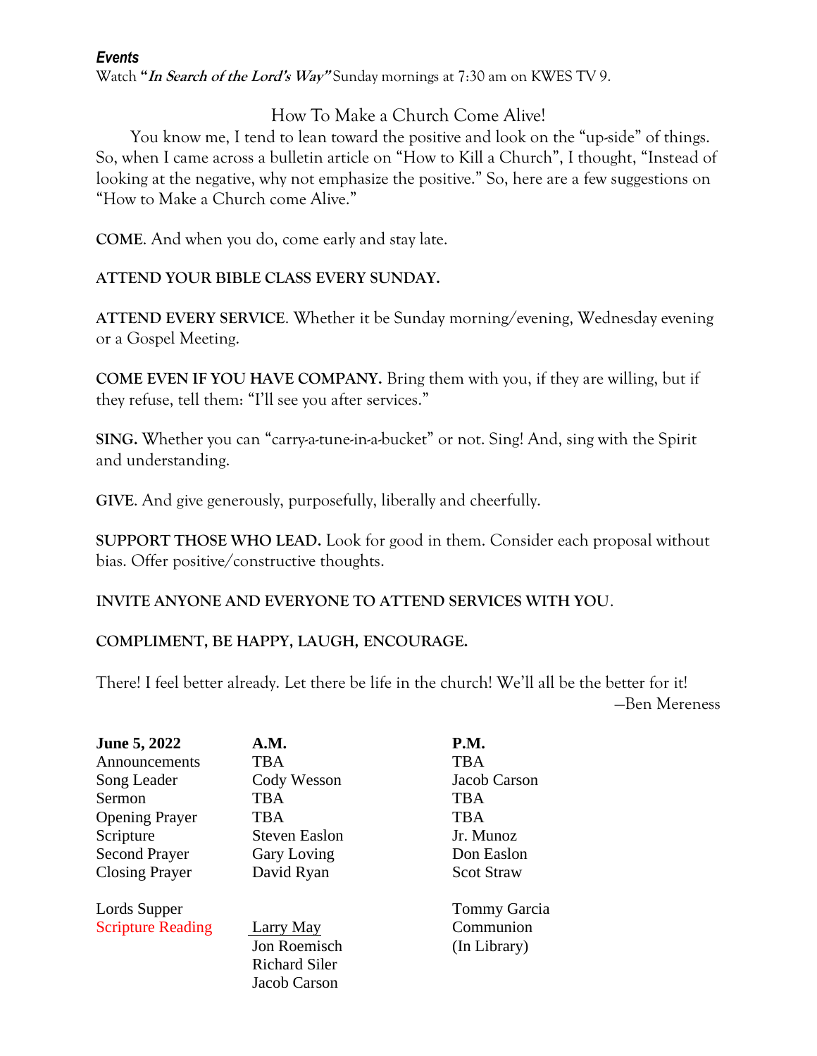***Events***

Watch ***"In Search of the Lord's Way"*** Sunday mornings at 7:30 am on KWES TV 9.

## How To Make a Church Come Alive!

You know me, I tend to lean toward the positive and look on the "up-side" of things. So, when I came across a bulletin article on "How to Kill a Church", I thought, "Instead of looking at the negative, why not emphasize the positive." So, here are a few suggestions on "How to Make a Church come Alive."

**COME**. And when you do, come early and stay late.

**ATTEND YOUR BIBLE CLASS EVERY SUNDAY.**

**ATTEND EVERY SERVICE**. Whether it be Sunday morning/evening, Wednesday evening or a Gospel Meeting.

**COME EVEN IF YOU HAVE COMPANY.** Bring them with you, if they are willing, but if they refuse, tell them: "I'll see you after services."

**SING.** Whether you can "carry-a-tune-in-a-bucket" or not. Sing! And, sing with the Spirit and understanding.

**GIVE**. And give generously, purposefully, liberally and cheerfully.

**SUPPORT THOSE WHO LEAD.** Look for good in them. Consider each proposal without bias. Offer positive/constructive thoughts.

**INVITE ANYONE AND EVERYONE TO ATTEND SERVICES WITH YOU**.

**COMPLIMENT, BE HAPPY, LAUGH, ENCOURAGE.**

There! I feel better already. Let there be life in the church! We'll all be the better for it!

—Ben Mereness

| **June 5, 2022** | **A.M.** | **P.M.** |
|---|---|---|
| Announcements | TBA | TBA |
| Song Leader | Cody Wesson | Jacob Carson |
| Sermon | TBA | TBA |
| Opening Prayer | TBA | TBA |
| Scripture | Steven Easlon | Jr. Munoz |
| Second Prayer | Gary Loving | Don Easlon |
| Closing Prayer | David Ryan | Scot Straw |
| Lords Supper | | Tommy Garcia |
| Scripture Reading | Larry May | Communion |
| | Jon Roemisch | (In Library) |
| | Richard Siler | |
| | Jacob Carson | |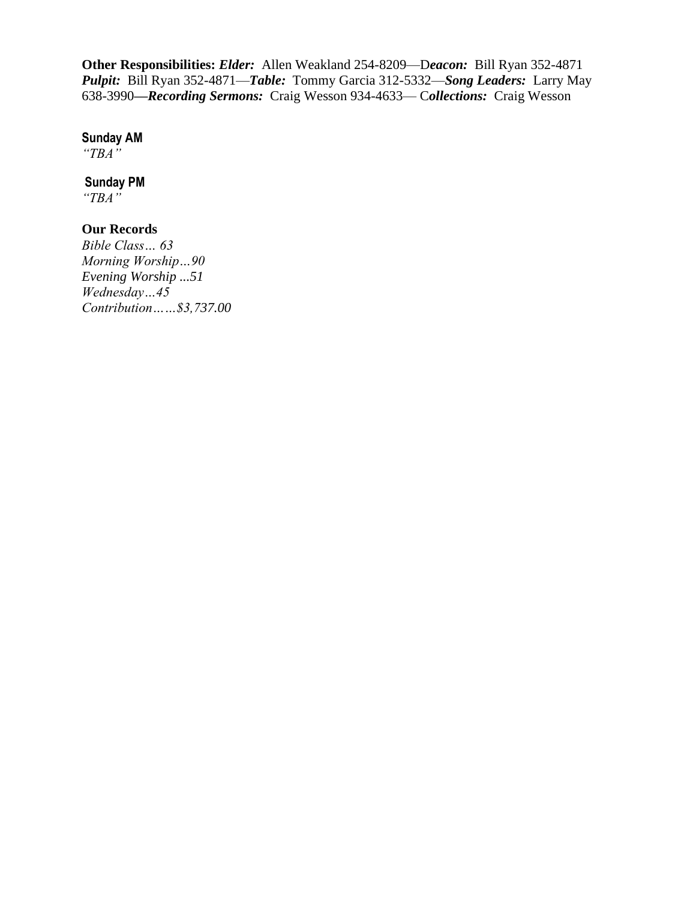**Other Responsibilities:** ***Elder:*** Allen Weakland 254-8209—D***eacon:*** Bill Ryan 352-4871 ***Pulpit:*** Bill Ryan 352-4871—***Table:*** Tommy Garcia 312-5332—***Song Leaders:*** Larry May 638-3990**—*Recording Sermons:*** Craig Wesson 934-4633— C***ollections:*** Craig Wesson

**Sunday AM**

*"TBA"*

**Sunday PM**

*"TBA"*

**Our Records**

*Bible Class… 63*
*Morning Worship…90*
*Evening Worship ...51*
*Wednesday…45*
*Contribution……$3,737.00*